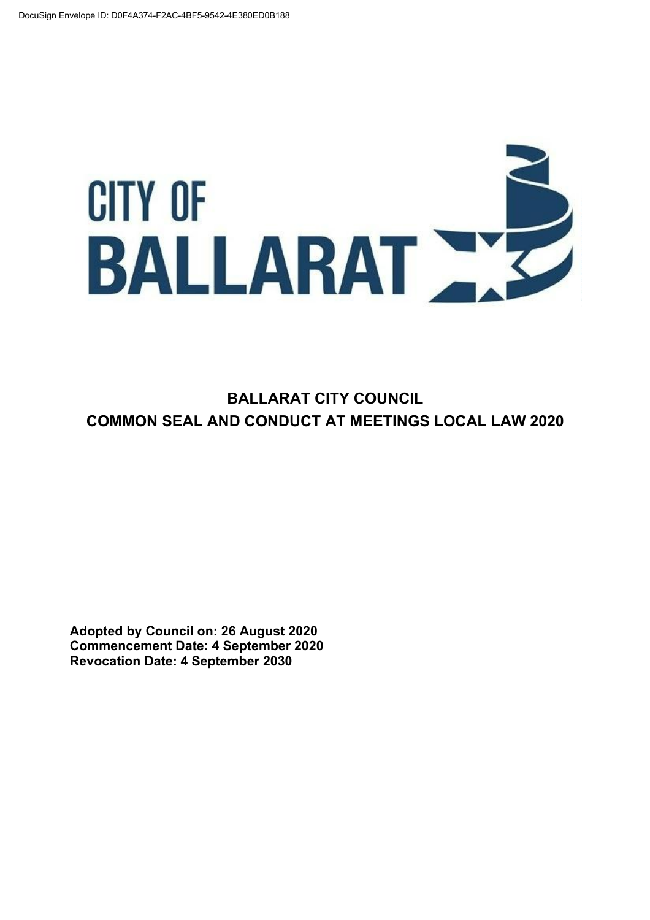DocuSign Envelope ID: D0F4A374-F2AC-4BF5-9542-4E380ED0B188

CITY OF BALLARAT

# BALLARAT CITY COUNCIL
# COMMON SEAL AND CONDUCT AT MEETINGS LOCAL LAW 2020

**Adopted by Council on: 26 August 2020**
**Commencement Date: 4 September 2020**
**Revocation Date: 4 September 2030**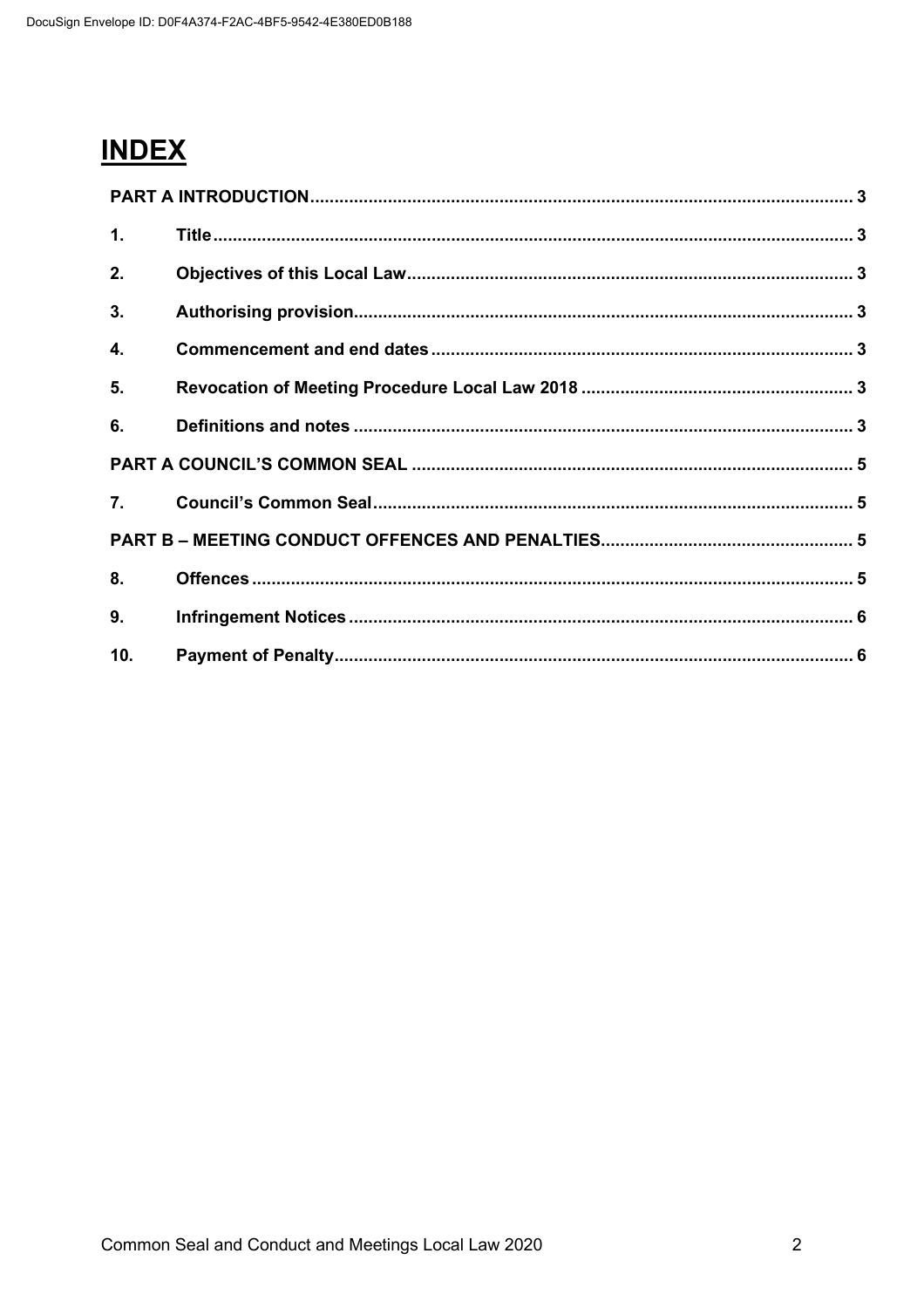# INDEX

| | | |
|---|---|---|
| **PART A INTRODUCTION** | | **3** |
| **1.** | **Title** | **3** |
| **2.** | **Objectives of this Local Law** | **3** |
| **3.** | **Authorising provision** | **3** |
| **4.** | **Commencement and end dates** | **3** |
| **5.** | **Revocation of Meeting Procedure Local Law 2018** | **3** |
| **6.** | **Definitions and notes** | **3** |
| **PART A COUNCIL'S COMMON SEAL** | | **5** |
| **7.** | **Council's Common Seal** | **5** |
| **PART B – MEETING CONDUCT OFFENCES AND PENALTIES** | | **5** |
| **8.** | **Offences** | **5** |
| **9.** | **Infringement Notices** | **6** |
| **10.** | **Payment of Penalty** | **6** |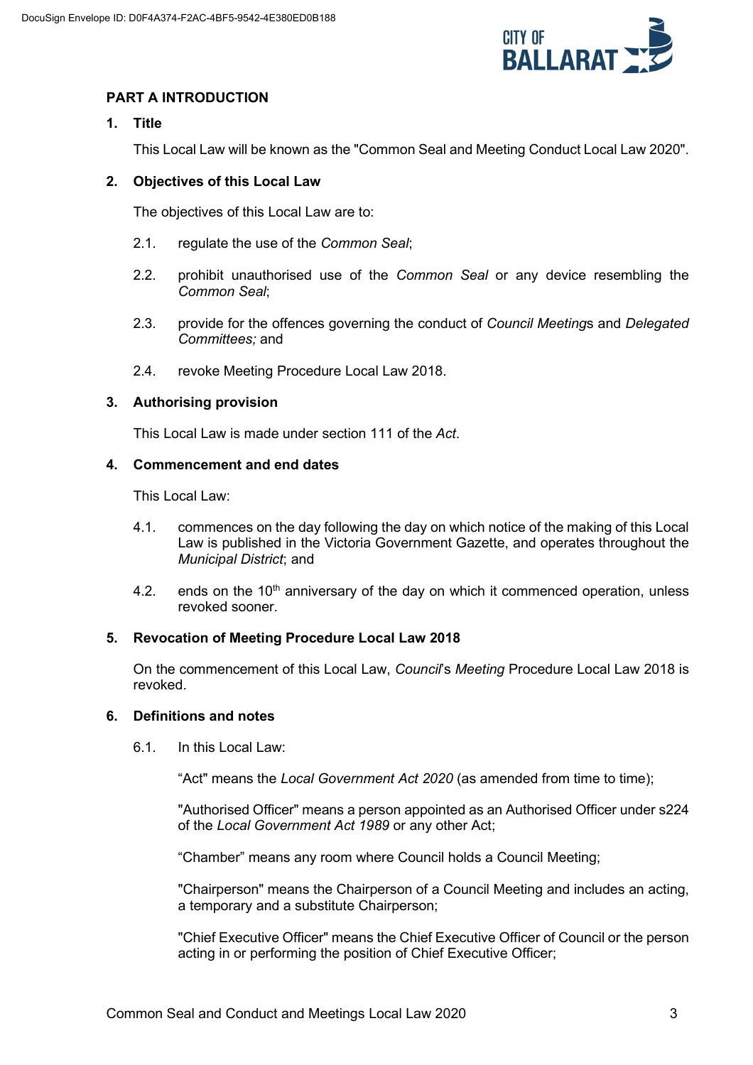## PART A INTRODUCTION

### 1. Title

This Local Law will be known as the "Common Seal and Meeting Conduct Local Law 2020".

### 2. Objectives of this Local Law

The objectives of this Local Law are to:

2.1. regulate the use of the *Common Seal*;

2.2. prohibit unauthorised use of the *Common Seal* or any device resembling the *Common Seal*;

2.3. provide for the offences governing the conduct of *Council Meeting*s and *Delegated Committees;* and

2.4. revoke Meeting Procedure Local Law 2018.

### 3. Authorising provision

This Local Law is made under section 111 of the *Act*.

### 4. Commencement and end dates

This Local Law:

4.1. commences on the day following the day on which notice of the making of this Local Law is published in the Victoria Government Gazette, and operates throughout the *Municipal District*; and

4.2. ends on the 10th anniversary of the day on which it commenced operation, unless revoked sooner.

### 5. Revocation of Meeting Procedure Local Law 2018

On the commencement of this Local Law, *Council*'s *Meeting* Procedure Local Law 2018 is revoked.

### 6. Definitions and notes

6.1. In this Local Law:

"Act" means the *Local Government Act 2020* (as amended from time to time);

"Authorised Officer" means a person appointed as an Authorised Officer under s224 of the *Local Government Act 1989* or any other Act;

"Chamber" means any room where Council holds a Council Meeting;

"Chairperson" means the Chairperson of a Council Meeting and includes an acting, a temporary and a substitute Chairperson;

"Chief Executive Officer" means the Chief Executive Officer of Council or the person acting in or performing the position of Chief Executive Officer;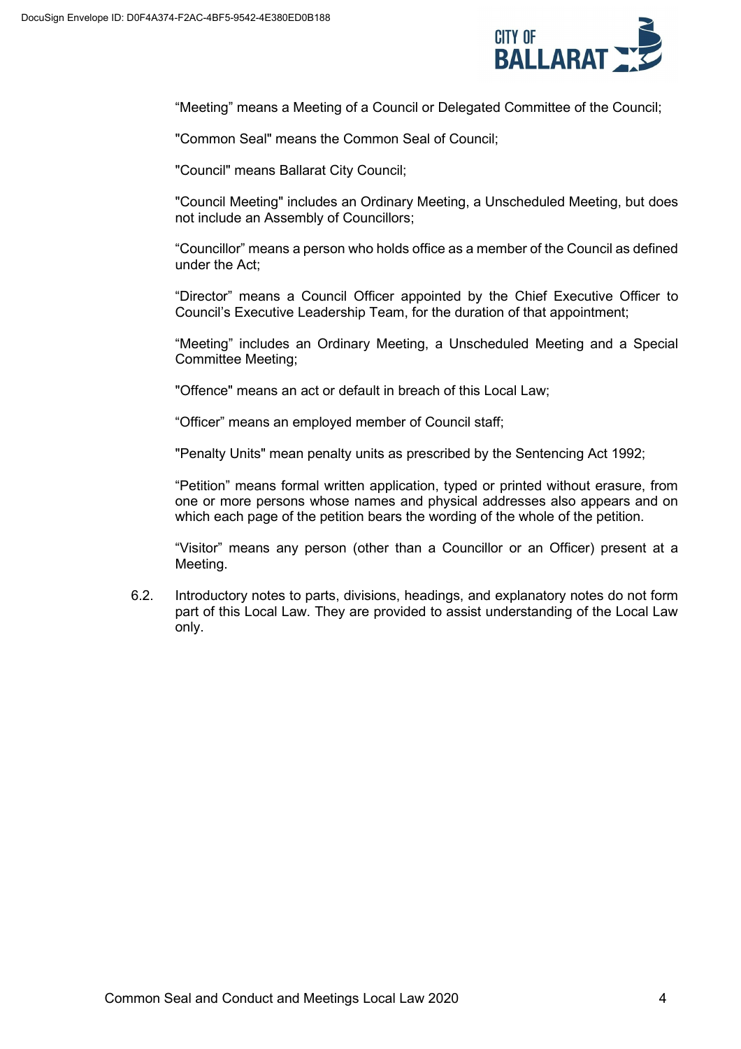“Meeting” means a Meeting of a Council or Delegated Committee of the Council;

"Common Seal" means the Common Seal of Council;

"Council" means Ballarat City Council;

"Council Meeting" includes an Ordinary Meeting, a Unscheduled Meeting, but does not include an Assembly of Councillors;

“Councillor” means a person who holds office as a member of the Council as defined under the Act;

“Director” means a Council Officer appointed by the Chief Executive Officer to Council’s Executive Leadership Team, for the duration of that appointment;

“Meeting” includes an Ordinary Meeting, a Unscheduled Meeting and a Special Committee Meeting;

"Offence" means an act or default in breach of this Local Law;

“Officer” means an employed member of Council staff;

"Penalty Units" mean penalty units as prescribed by the Sentencing Act 1992;

“Petition” means formal written application, typed or printed without erasure, from one or more persons whose names and physical addresses also appears and on which each page of the petition bears the wording of the whole of the petition.

“Visitor” means any person (other than a Councillor or an Officer) present at a Meeting.

6.2. Introductory notes to parts, divisions, headings, and explanatory notes do not form part of this Local Law. They are provided to assist understanding of the Local Law only.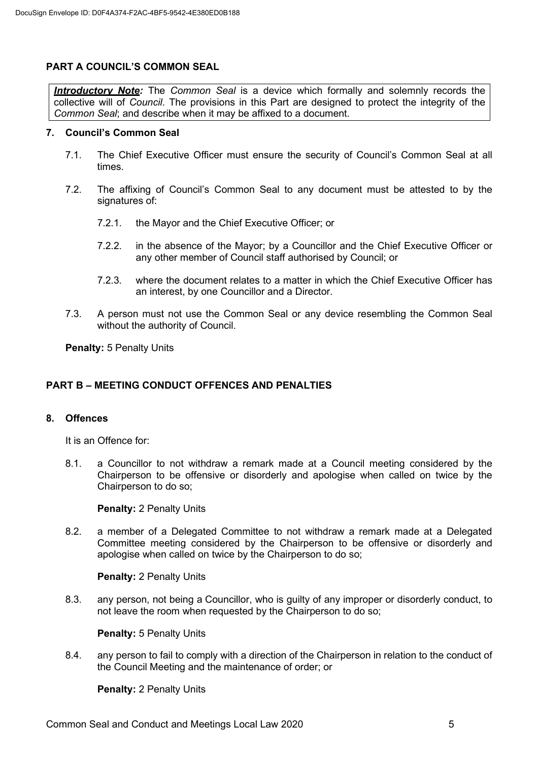## PART A COUNCIL'S COMMON SEAL

***Introductory Note:*** The *Common Seal* is a device which formally and solemnly records the collective will of *Council*. The provisions in this Part are designed to protect the integrity of the *Common Seal*; and describe when it may be affixed to a document.

### 7. Council's Common Seal

7.1. The Chief Executive Officer must ensure the security of Council's Common Seal at all times.

7.2. The affixing of Council's Common Seal to any document must be attested to by the signatures of:

7.2.1. the Mayor and the Chief Executive Officer; or

7.2.2. in the absence of the Mayor; by a Councillor and the Chief Executive Officer or any other member of Council staff authorised by Council; or

7.2.3. where the document relates to a matter in which the Chief Executive Officer has an interest, by one Councillor and a Director.

7.3. A person must not use the Common Seal or any device resembling the Common Seal without the authority of Council.

**Penalty:** 5 Penalty Units

## PART B – MEETING CONDUCT OFFENCES AND PENALTIES

### 8. Offences

It is an Offence for:

8.1. a Councillor to not withdraw a remark made at a Council meeting considered by the Chairperson to be offensive or disorderly and apologise when called on twice by the Chairperson to do so;

**Penalty:** 2 Penalty Units

8.2. a member of a Delegated Committee to not withdraw a remark made at a Delegated Committee meeting considered by the Chairperson to be offensive or disorderly and apologise when called on twice by the Chairperson to do so;

**Penalty:** 2 Penalty Units

8.3. any person, not being a Councillor, who is guilty of any improper or disorderly conduct, to not leave the room when requested by the Chairperson to do so;

**Penalty:** 5 Penalty Units

8.4. any person to fail to comply with a direction of the Chairperson in relation to the conduct of the Council Meeting and the maintenance of order; or

**Penalty:** 2 Penalty Units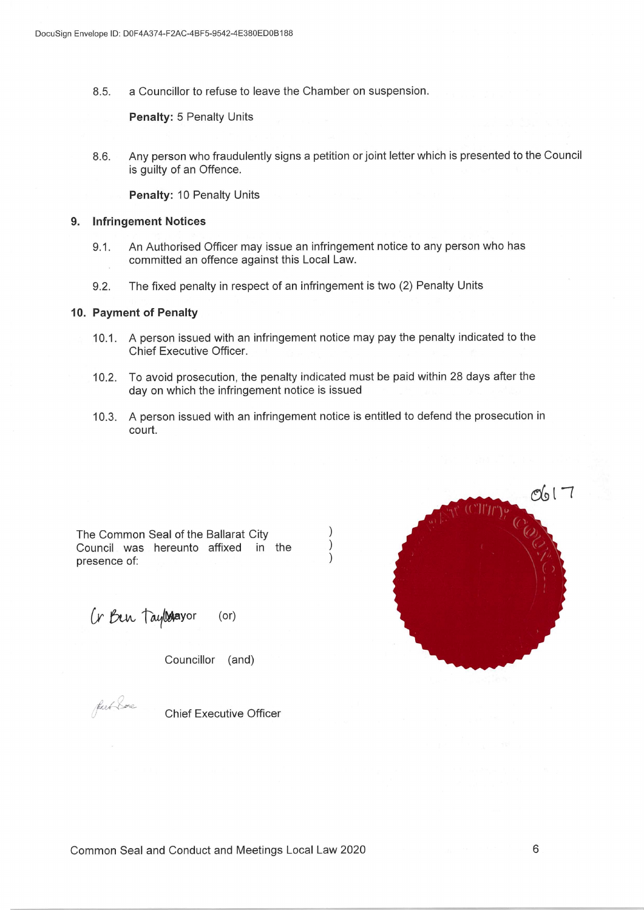8.5. a Councillor to refuse to leave the Chamber on suspension.

**Penalty:** 5 Penalty Units

8.6. Any person who fraudulently signs a petition or joint letter which is presented to the Council is guilty of an Offence.

**Penalty:** 10 Penalty Units

## 9. Infringement Notices

9.1. An Authorised Officer may issue an infringement notice to any person who has committed an offence against this Local Law.

9.2. The fixed penalty in respect of an infringement is two (2) Penalty Units

## 10. Payment of Penalty

10.1. A person issued with an infringement notice may pay the penalty indicated to the Chief Executive Officer.

10.2. To avoid prosecution, the penalty indicated must be paid within 28 days after the day on which the infringement notice is issued

10.3. A person issued with an infringement notice is entitled to defend the prosecution in court.

0617

The Common Seal of the Ballarat City Council was hereunto affixed in the presence of: )
)
)

Cr Ben Taylor Mayor (or)

Councillor (and)

Chief Executive Officer

Common Seal and Conduct and Meetings Local Law 2020